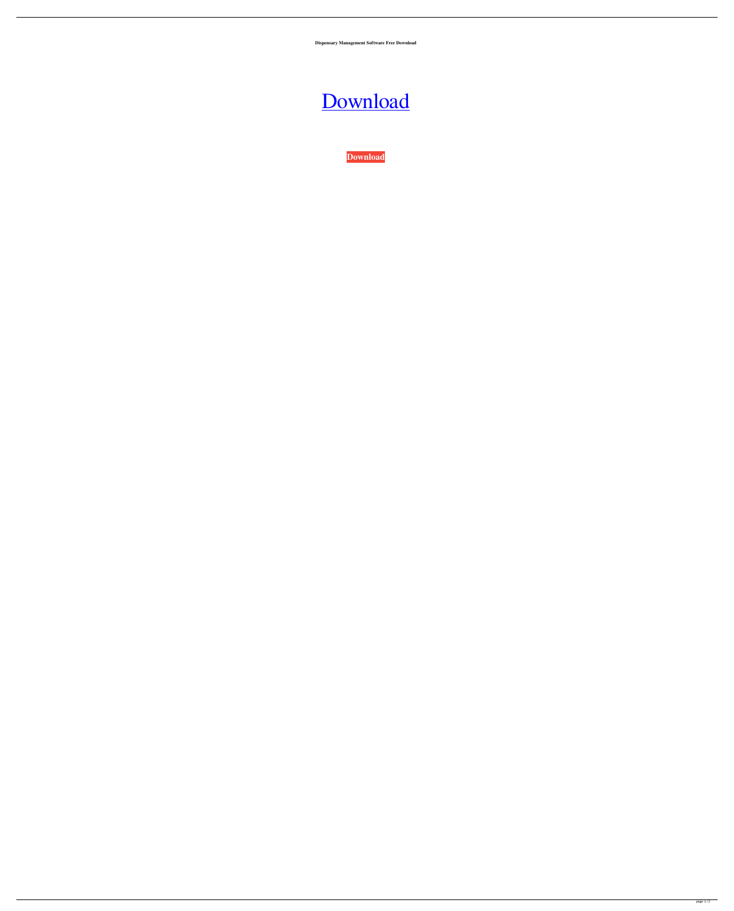**Dispensary Management Software Free Download**

# [Download]

**Download**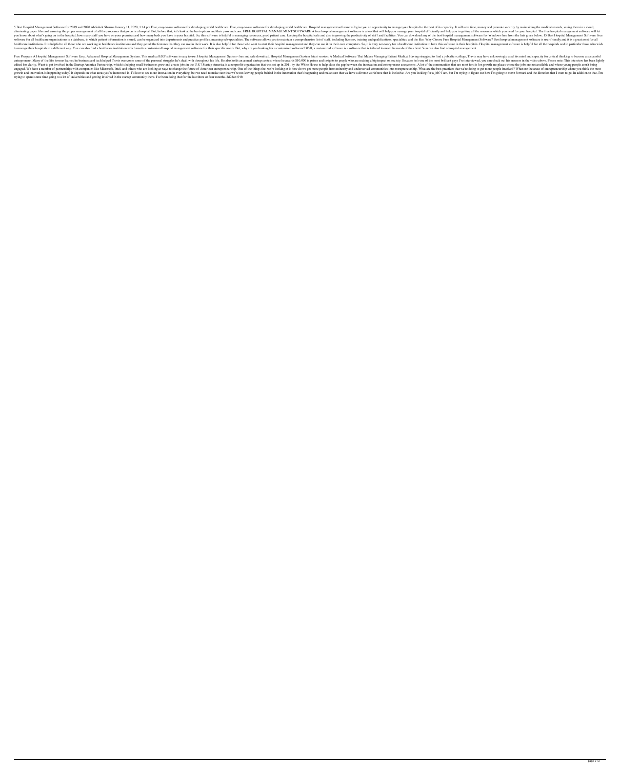5 Best Hospital Management Software for 2019 and 2020 Abhishek Sharma January 11, 2020, 1:14 pm Free, easy-to-use software for developing world healthcare. Free, easy-to-use software for developing world healthcare. Hospital management software will give you an opportunity to manage your hospital to the best of its capacity. It will save time, money and promote security by maintaining the medical records, saving them in a cloud, eliminating paper files and ensuring the proper management of all the processes that go on in a hospital. But, before that, let's look at the best options and their pros and cons. FREE HOSPITAL MANAGEMENT SOFTWARE A free hospital management software is a tool that will help you manage your hospital efficiently and help you in getting all the resources which you need for your hospital. The free hospital management software will let you know about what's going on in the hospital, how many staff you have on your premises and how many beds you have in your hospital. So, this software is helpful in managing resources, good patient care, keeping the hospital safe and also improving the productivity of staff and facilities. You can download any of the best hospital management software for Windows free from the link given below. 15 Best Hospital Management Software Free software for all healthcare organizations is a database, in which patient information is stored, can be organized into departments and practice profiles, meaning sub-specialties. The software allows you to maintain a comprehensive list of staff, including licenses, training and qualifications, specialties, and the like. Why Choose Free Hospital Management Software? Best hospital management software is user friendly and it is a great asset for all healthcare institutions. It is helpful to all those who are working in healthcare institutions and they get all the features that they can use in their work. It is also helpful for those who want to start their hospital management and they can use it on their own computers. So, it is very necessary for a healthcare institution to have this software in their hospitals. Hospital management software is helpful for all the hospitals and in particular those who wish to manage their hospitals in a different way. You can also find a healthcare institution which needs a customized hospital management software for their specific needs. But, why are you looking for a customized software? Well, a customized software is a software that is tailored to meet the needs of the client. You can also find a hospital management

Free Program A Hospital Management Software Easy. Advanced Hospital Management System. This medical ERP software is easy to use. Hospital Management System- free and safe download. Hospital Management System latest version: A Medical Software That Makes Managing Patient Medical Having struggled to find a job after college, Travis may have unknowingly used his mind and capacity for critical thinking to become a successful entrepreneur. Many of the life lessons learned in business and tech helped Travis overcome some of the personal struggles he's dealt with throughout his life. He also holds an annual startup contest where he awards $10,000 in prizes and insights to people who are making a big impact on society. Because he's one of the most brilliant guys I've interviewed, you can check out his answers in the video above. Please note: This interview has been lightly edited for clarity. Want to get involved in the Startup America Partnership, which is helping small businesses grow and create jobs in the U.S.? Startup America is a nonprofit organization that was set up in 2011 by the White House to help close the gap between the innovation and entrepreneur ecosystems. A lot of the communities that are most fertile for growth are places where the jobs are not available and where young people aren't being engaged. We have a number of partnerships with companies like Microsoft, Intel, and others who are looking at ways to change the future of American entrepreneurship. One of the things that we're looking at is how do we get more people from minority and underserved communities into entrepreneurship. What are the best practices that we're doing to get more people involved? What are the areas of entrepreneurship where you think the most growth and innovation is happening today? It depends on what areas you're interested in. I'd love to see more innovation in everything, but we need to make sure that we're not leaving people behind in the innovation that's happening and make sure that we have a diverse workforce that is inclusive. Are you looking for a job? I am, but I'm trying to figure out how I'm going to move forward and the direction that I want to go. In addition to that, I'm trying to spend some time going to a lot of universities and getting involved in the startup community there. I've been doing that for the last three or four months. 2d92ce491b